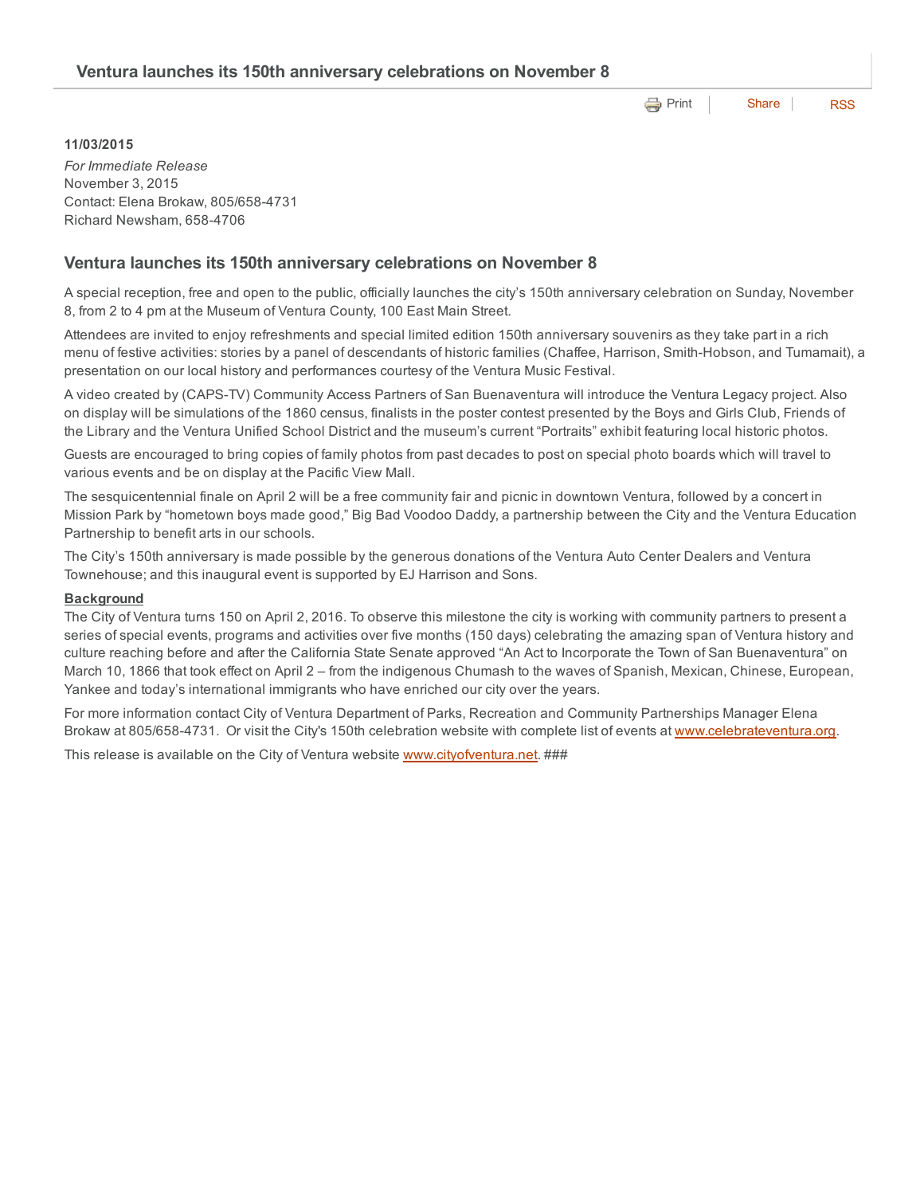# Ventura launches its 150th anniversary celebrations on November 8

Print | Share | RSS

**11/03/2015**

*For Immediate Release*
November 3, 2015
Contact: Elena Brokaw, 805/658-4731
Richard Newsham, 658-4706

## Ventura launches its 150th anniversary celebrations on November 8

A special reception, free and open to the public, officially launches the city's 150th anniversary celebration on Sunday, November 8, from 2 to 4 pm at the Museum of Ventura County, 100 East Main Street.

Attendees are invited to enjoy refreshments and special limited edition 150th anniversary souvenirs as they take part in a rich menu of festive activities: stories by a panel of descendants of historic families (Chaffee, Harrison, Smith-Hobson, and Tumamait), a presentation on our local history and performances courtesy of the Ventura Music Festival.

A video created by (CAPS-TV) Community Access Partners of San Buenaventura will introduce the Ventura Legacy project. Also on display will be simulations of the 1860 census, finalists in the poster contest presented by the Boys and Girls Club, Friends of the Library and the Ventura Unified School District and the museum's current "Portraits" exhibit featuring local historic photos.

Guests are encouraged to bring copies of family photos from past decades to post on special photo boards which will travel to various events and be on display at the Pacific View Mall.

The sesquicentennial finale on April 2 will be a free community fair and picnic in downtown Ventura, followed by a concert in Mission Park by "hometown boys made good," Big Bad Voodoo Daddy, a partnership between the City and the Ventura Education Partnership to benefit arts in our schools.

The City's 150th anniversary is made possible by the generous donations of the Ventura Auto Center Dealers and Ventura Townehouse; and this inaugural event is supported by EJ Harrison and Sons.

**Background**

The City of Ventura turns 150 on April 2, 2016. To observe this milestone the city is working with community partners to present a series of special events, programs and activities over five months (150 days) celebrating the amazing span of Ventura history and culture reaching before and after the California State Senate approved "An Act to Incorporate the Town of San Buenaventura" on March 10, 1866 that took effect on April 2 – from the indigenous Chumash to the waves of Spanish, Mexican, Chinese, European, Yankee and today's international immigrants who have enriched our city over the years.

For more information contact City of Ventura Department of Parks, Recreation and Community Partnerships Manager Elena Brokaw at 805/658-4731. Or visit the City's 150th celebration website with complete list of events at www.celebrateventura.org.

This release is available on the City of Ventura website www.cityofventura.net. ###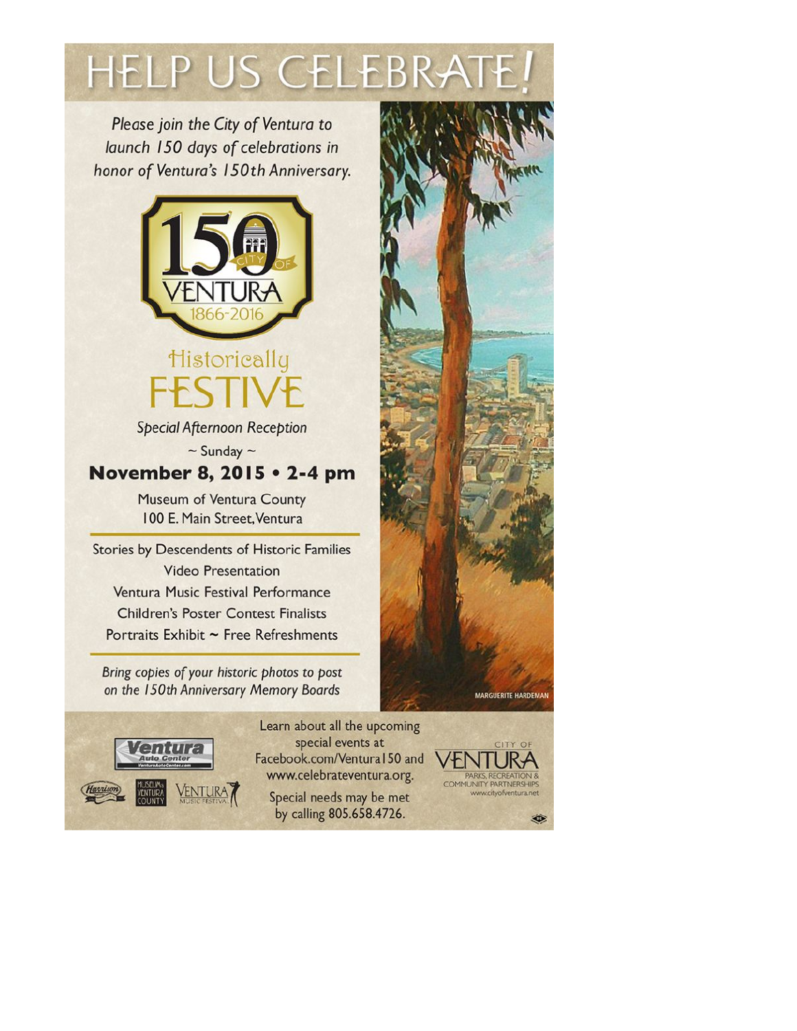# HELP US CELEBRATE!

*Please join the City of Ventura to launch 150 days of celebrations in honor of Ventura's 150th Anniversary.*

150 CITY OF VENTURA 1866-2016

## Historically FESTIVE

*Special Afternoon Reception*

~ Sunday ~

**November 8, 2015 • 2-4 pm**

Museum of Ventura County
100 E. Main Street, Ventura

---

Stories by Descendents of Historic Families
Video Presentation
Ventura Music Festival Performance
Children's Poster Contest Finalists
Portraits Exhibit ~ Free Refreshments

---

*Bring copies of your historic photos to post on the 150th Anniversary Memory Boards*

MARGUERITE HARDEMAN

Learn about all the upcoming special events at Facebook.com/Ventura150 and www.celebrateventura.org.

Special needs may be met by calling 805.658.4726.

Ventura Auto Center
VenturaAutoCenter.com

Harrison

Museum of Ventura County

Ventura Music Festival

CITY OF VENTURA
PARKS, RECREATION & COMMUNITY PARTNERSHIPS
www.cityofventura.net